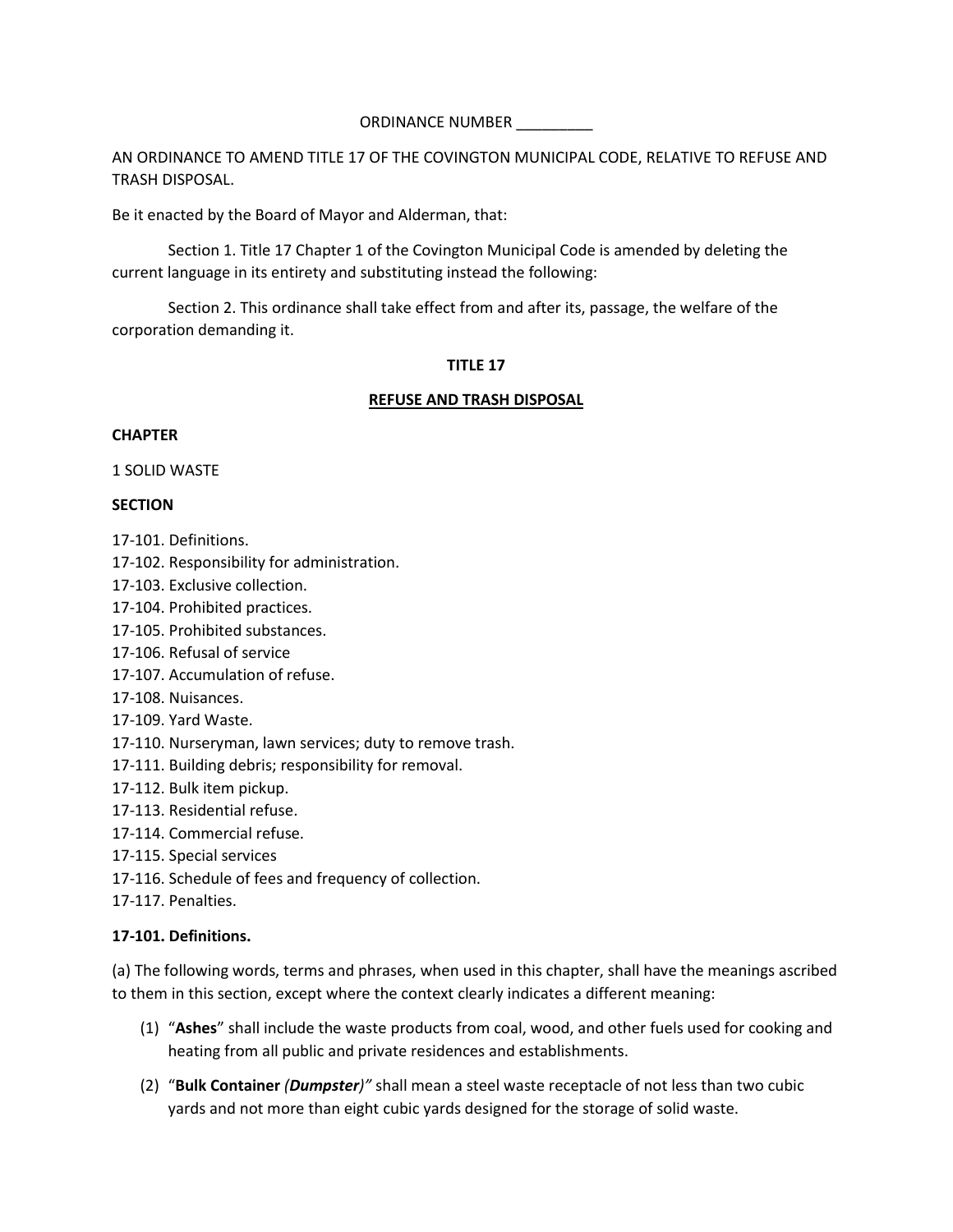ORDINANCE NUMBER _________

AN ORDINANCE TO AMEND TITLE 17 OF THE COVINGTON MUNICIPAL CODE, RELATIVE TO REFUSE AND TRASH DISPOSAL.

Be it enacted by the Board of Mayor and Alderman, that:

Section 1. Title 17 Chapter 1 of the Covington Municipal Code is amended by deleting the current language in its entirety and substituting instead the following:

Section 2. This ordinance shall take effect from and after its, passage, the welfare of the corporation demanding it.

# TITLE 17

## REFUSE AND TRASH DISPOSAL

**CHAPTER**

1 SOLID WASTE

**SECTION**

17-101. Definitions.
17-102. Responsibility for administration.
17-103. Exclusive collection.
17-104. Prohibited practices.
17-105. Prohibited substances.
17-106. Refusal of service
17-107. Accumulation of refuse.
17-108. Nuisances.
17-109. Yard Waste.
17-110. Nurseryman, lawn services; duty to remove trash.
17-111. Building debris; responsibility for removal.
17-112. Bulk item pickup.
17-113. Residential refuse.
17-114. Commercial refuse.
17-115. Special services
17-116. Schedule of fees and frequency of collection.
17-117. Penalties.

### 17-101. Definitions.

(a) The following words, terms and phrases, when used in this chapter, shall have the meanings ascribed to them in this section, except where the context clearly indicates a different meaning:

(1) "**Ashes**" shall include the waste products from coal, wood, and other fuels used for cooking and heating from all public and private residences and establishments.

(2) "**Bulk Container** ***(Dumpster)"*** shall mean a steel waste receptacle of not less than two cubic yards and not more than eight cubic yards designed for the storage of solid waste.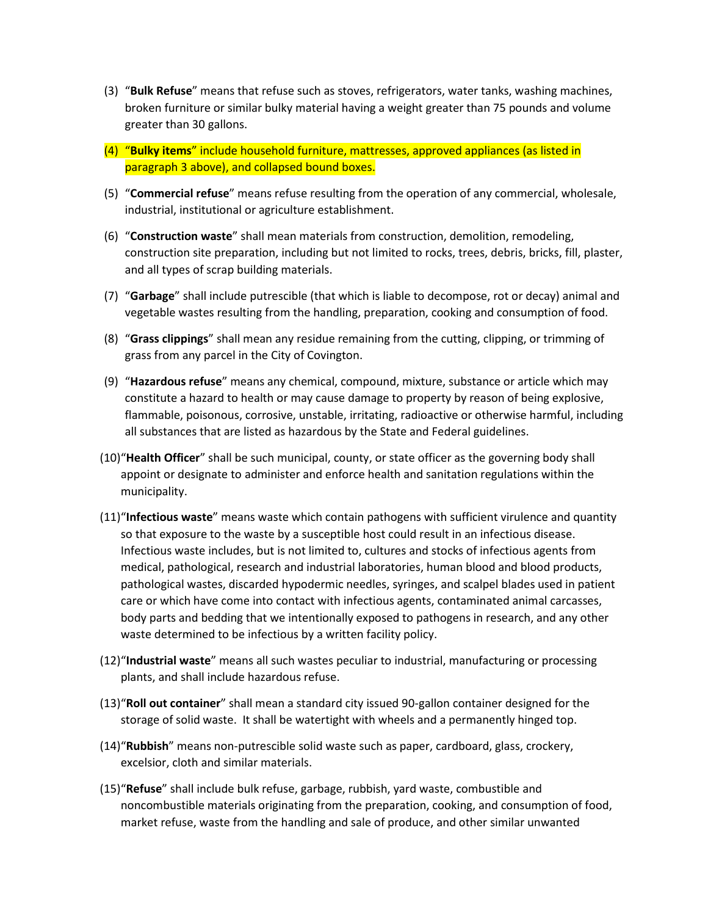(3) "**Bulk Refuse**" means that refuse such as stoves, refrigerators, water tanks, washing machines, broken furniture or similar bulky material having a weight greater than 75 pounds and volume greater than 30 gallons.

(4) "**Bulky items**" include household furniture, mattresses, approved appliances (as listed in paragraph 3 above), and collapsed bound boxes.

(5) "**Commercial refuse**" means refuse resulting from the operation of any commercial, wholesale, industrial, institutional or agriculture establishment.

(6) "**Construction waste**" shall mean materials from construction, demolition, remodeling, construction site preparation, including but not limited to rocks, trees, debris, bricks, fill, plaster, and all types of scrap building materials.

(7) "**Garbage**" shall include putrescible (that which is liable to decompose, rot or decay) animal and vegetable wastes resulting from the handling, preparation, cooking and consumption of food.

(8) "**Grass clippings**" shall mean any residue remaining from the cutting, clipping, or trimming of grass from any parcel in the City of Covington.

(9) "**Hazardous refuse**" means any chemical, compound, mixture, substance or article which may constitute a hazard to health or may cause damage to property by reason of being explosive, flammable, poisonous, corrosive, unstable, irritating, radioactive or otherwise harmful, including all substances that are listed as hazardous by the State and Federal guidelines.

(10) "**Health Officer**" shall be such municipal, county, or state officer as the governing body shall appoint or designate to administer and enforce health and sanitation regulations within the municipality.

(11) "**Infectious waste**" means waste which contain pathogens with sufficient virulence and quantity so that exposure to the waste by a susceptible host could result in an infectious disease. Infectious waste includes, but is not limited to, cultures and stocks of infectious agents from medical, pathological, research and industrial laboratories, human blood and blood products, pathological wastes, discarded hypodermic needles, syringes, and scalpel blades used in patient care or which have come into contact with infectious agents, contaminated animal carcasses, body parts and bedding that we intentionally exposed to pathogens in research, and any other waste determined to be infectious by a written facility policy.

(12) "**Industrial waste**" means all such wastes peculiar to industrial, manufacturing or processing plants, and shall include hazardous refuse.

(13) "**Roll out container**" shall mean a standard city issued 90-gallon container designed for the storage of solid waste. It shall be watertight with wheels and a permanently hinged top.

(14) "**Rubbish**" means non-putrescible solid waste such as paper, cardboard, glass, crockery, excelsior, cloth and similar materials.

(15) "**Refuse**" shall include bulk refuse, garbage, rubbish, yard waste, combustible and noncombustible materials originating from the preparation, cooking, and consumption of food, market refuse, waste from the handling and sale of produce, and other similar unwanted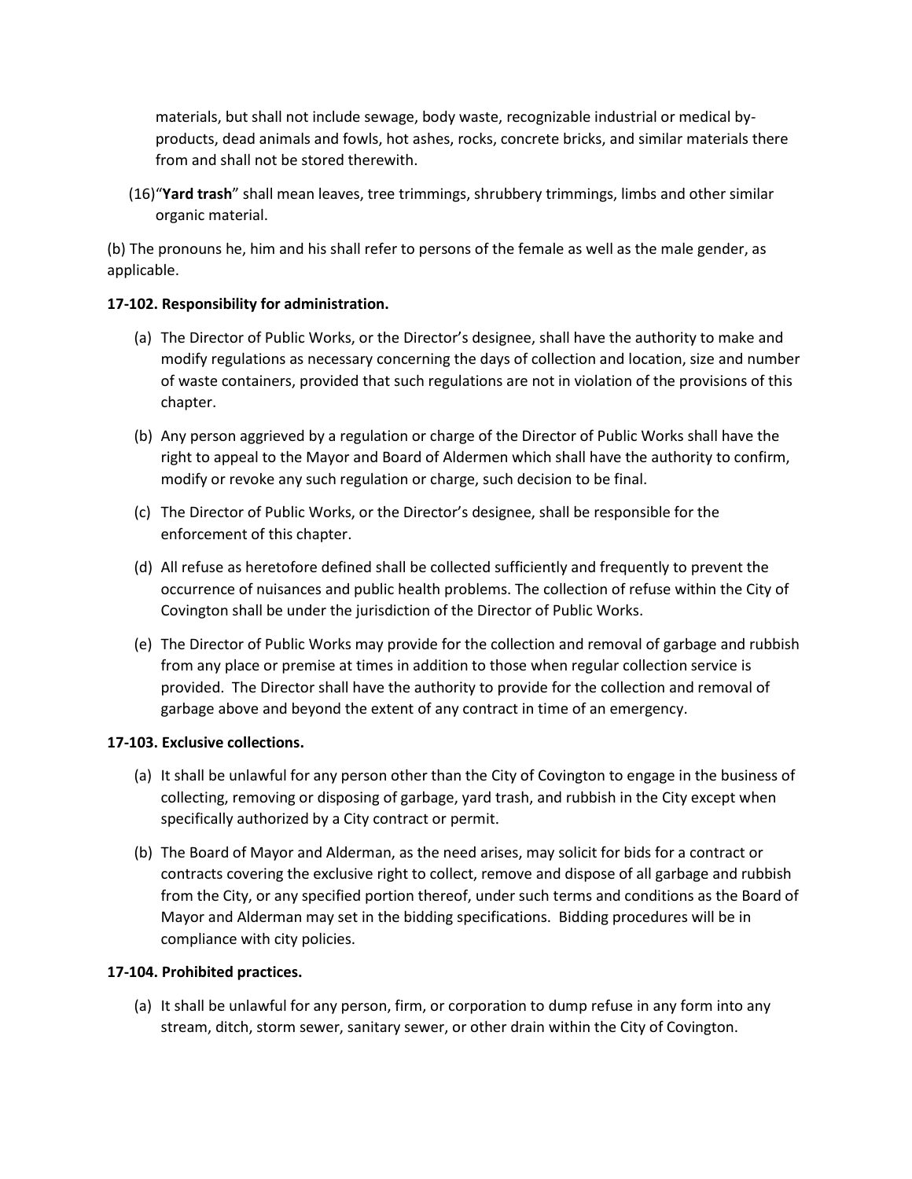materials, but shall not include sewage, body waste, recognizable industrial or medical by-products, dead animals and fowls, hot ashes, rocks, concrete bricks, and similar materials there from and shall not be stored therewith.

(16)"**Yard trash**" shall mean leaves, tree trimmings, shrubbery trimmings, limbs and other similar organic material.

(b) The pronouns he, him and his shall refer to persons of the female as well as the male gender, as applicable.

**17-102. Responsibility for administration.**

(a) The Director of Public Works, or the Director's designee, shall have the authority to make and modify regulations as necessary concerning the days of collection and location, size and number of waste containers, provided that such regulations are not in violation of the provisions of this chapter.

(b) Any person aggrieved by a regulation or charge of the Director of Public Works shall have the right to appeal to the Mayor and Board of Aldermen which shall have the authority to confirm, modify or revoke any such regulation or charge, such decision to be final.

(c) The Director of Public Works, or the Director's designee, shall be responsible for the enforcement of this chapter.

(d) All refuse as heretofore defined shall be collected sufficiently and frequently to prevent the occurrence of nuisances and public health problems. The collection of refuse within the City of Covington shall be under the jurisdiction of the Director of Public Works.

(e) The Director of Public Works may provide for the collection and removal of garbage and rubbish from any place or premise at times in addition to those when regular collection service is provided. The Director shall have the authority to provide for the collection and removal of garbage above and beyond the extent of any contract in time of an emergency.

**17-103. Exclusive collections.**

(a) It shall be unlawful for any person other than the City of Covington to engage in the business of collecting, removing or disposing of garbage, yard trash, and rubbish in the City except when specifically authorized by a City contract or permit.

(b) The Board of Mayor and Alderman, as the need arises, may solicit for bids for a contract or contracts covering the exclusive right to collect, remove and dispose of all garbage and rubbish from the City, or any specified portion thereof, under such terms and conditions as the Board of Mayor and Alderman may set in the bidding specifications. Bidding procedures will be in compliance with city policies.

**17-104. Prohibited practices.**

(a) It shall be unlawful for any person, firm, or corporation to dump refuse in any form into any stream, ditch, storm sewer, sanitary sewer, or other drain within the City of Covington.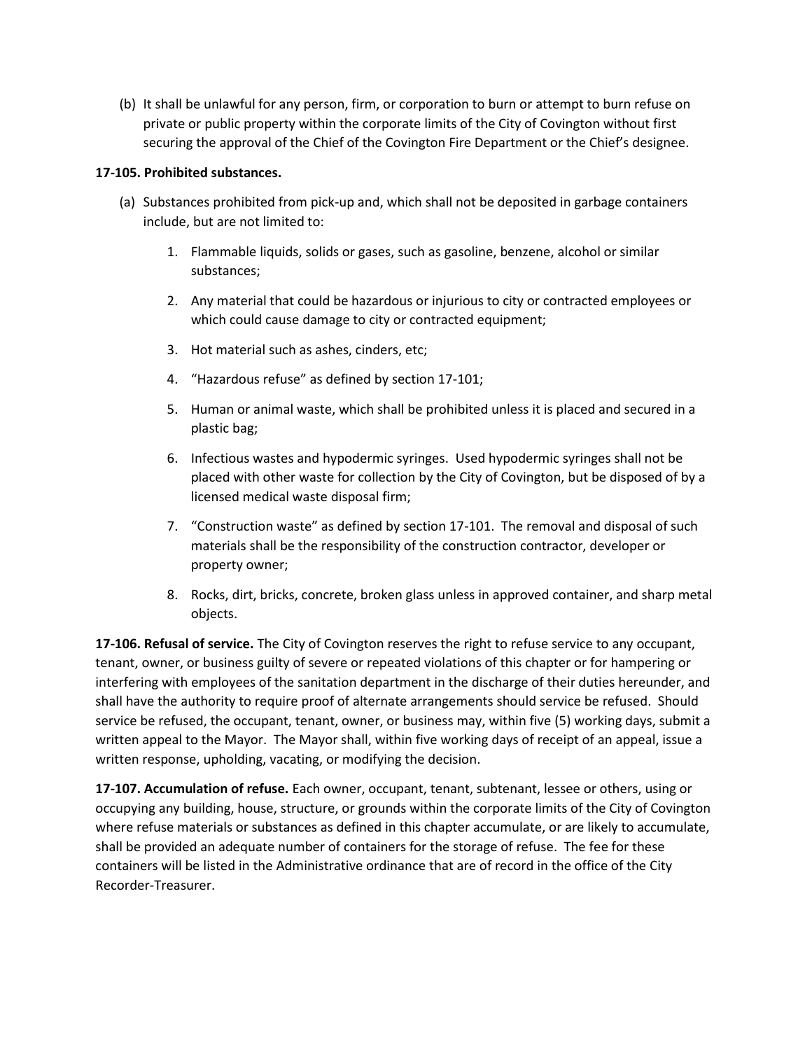(b) It shall be unlawful for any person, firm, or corporation to burn or attempt to burn refuse on private or public property within the corporate limits of the City of Covington without first securing the approval of the Chief of the Covington Fire Department or the Chief's designee.

**17-105. Prohibited substances.**

(a) Substances prohibited from pick-up and, which shall not be deposited in garbage containers include, but are not limited to:

1. Flammable liquids, solids or gases, such as gasoline, benzene, alcohol or similar substances;
2. Any material that could be hazardous or injurious to city or contracted employees or which could cause damage to city or contracted equipment;
3. Hot material such as ashes, cinders, etc;
4. "Hazardous refuse" as defined by section 17-101;
5. Human or animal waste, which shall be prohibited unless it is placed and secured in a plastic bag;
6. Infectious wastes and hypodermic syringes. Used hypodermic syringes shall not be placed with other waste for collection by the City of Covington, but be disposed of by a licensed medical waste disposal firm;
7. "Construction waste" as defined by section 17-101. The removal and disposal of such materials shall be the responsibility of the construction contractor, developer or property owner;
8. Rocks, dirt, bricks, concrete, broken glass unless in approved container, and sharp metal objects.

**17-106. Refusal of service.** The City of Covington reserves the right to refuse service to any occupant, tenant, owner, or business guilty of severe or repeated violations of this chapter or for hampering or interfering with employees of the sanitation department in the discharge of their duties hereunder, and shall have the authority to require proof of alternate arrangements should service be refused. Should service be refused, the occupant, tenant, owner, or business may, within five (5) working days, submit a written appeal to the Mayor. The Mayor shall, within five working days of receipt of an appeal, issue a written response, upholding, vacating, or modifying the decision.

**17-107. Accumulation of refuse.** Each owner, occupant, tenant, subtenant, lessee or others, using or occupying any building, house, structure, or grounds within the corporate limits of the City of Covington where refuse materials or substances as defined in this chapter accumulate, or are likely to accumulate, shall be provided an adequate number of containers for the storage of refuse. The fee for these containers will be listed in the Administrative ordinance that are of record in the office of the City Recorder-Treasurer.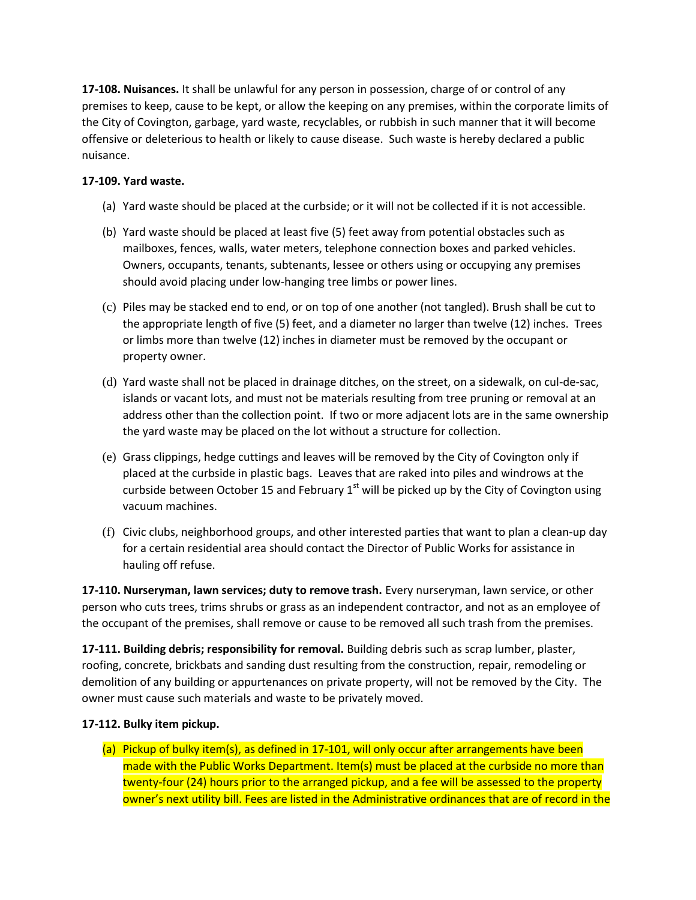**17-108. Nuisances.** It shall be unlawful for any person in possession, charge of or control of any premises to keep, cause to be kept, or allow the keeping on any premises, within the corporate limits of the City of Covington, garbage, yard waste, recyclables, or rubbish in such manner that it will become offensive or deleterious to health or likely to cause disease. Such waste is hereby declared a public nuisance.

**17-109. Yard waste.**

(a) Yard waste should be placed at the curbside; or it will not be collected if it is not accessible.

(b) Yard waste should be placed at least five (5) feet away from potential obstacles such as mailboxes, fences, walls, water meters, telephone connection boxes and parked vehicles. Owners, occupants, tenants, subtenants, lessee or others using or occupying any premises should avoid placing under low-hanging tree limbs or power lines.

(c) Piles may be stacked end to end, or on top of one another (not tangled). Brush shall be cut to the appropriate length of five (5) feet, and a diameter no larger than twelve (12) inches. Trees or limbs more than twelve (12) inches in diameter must be removed by the occupant or property owner.

(d) Yard waste shall not be placed in drainage ditches, on the street, on a sidewalk, on cul-de-sac, islands or vacant lots, and must not be materials resulting from tree pruning or removal at an address other than the collection point. If two or more adjacent lots are in the same ownership the yard waste may be placed on the lot without a structure for collection.

(e) Grass clippings, hedge cuttings and leaves will be removed by the City of Covington only if placed at the curbside in plastic bags. Leaves that are raked into piles and windrows at the curbside between October 15 and February 1st will be picked up by the City of Covington using vacuum machines.

(f) Civic clubs, neighborhood groups, and other interested parties that want to plan a clean-up day for a certain residential area should contact the Director of Public Works for assistance in hauling off refuse.

**17-110. Nurseryman, lawn services; duty to remove trash.** Every nurseryman, lawn service, or other person who cuts trees, trims shrubs or grass as an independent contractor, and not as an employee of the occupant of the premises, shall remove or cause to be removed all such trash from the premises.

**17-111. Building debris; responsibility for removal.** Building debris such as scrap lumber, plaster, roofing, concrete, brickbats and sanding dust resulting from the construction, repair, remodeling or demolition of any building or appurtenances on private property, will not be removed by the City. The owner must cause such materials and waste to be privately moved.

**17-112. Bulky item pickup.**

(a) Pickup of bulky item(s), as defined in 17-101, will only occur after arrangements have been made with the Public Works Department. Item(s) must be placed at the curbside no more than twenty-four (24) hours prior to the arranged pickup, and a fee will be assessed to the property owner's next utility bill. Fees are listed in the Administrative ordinances that are of record in the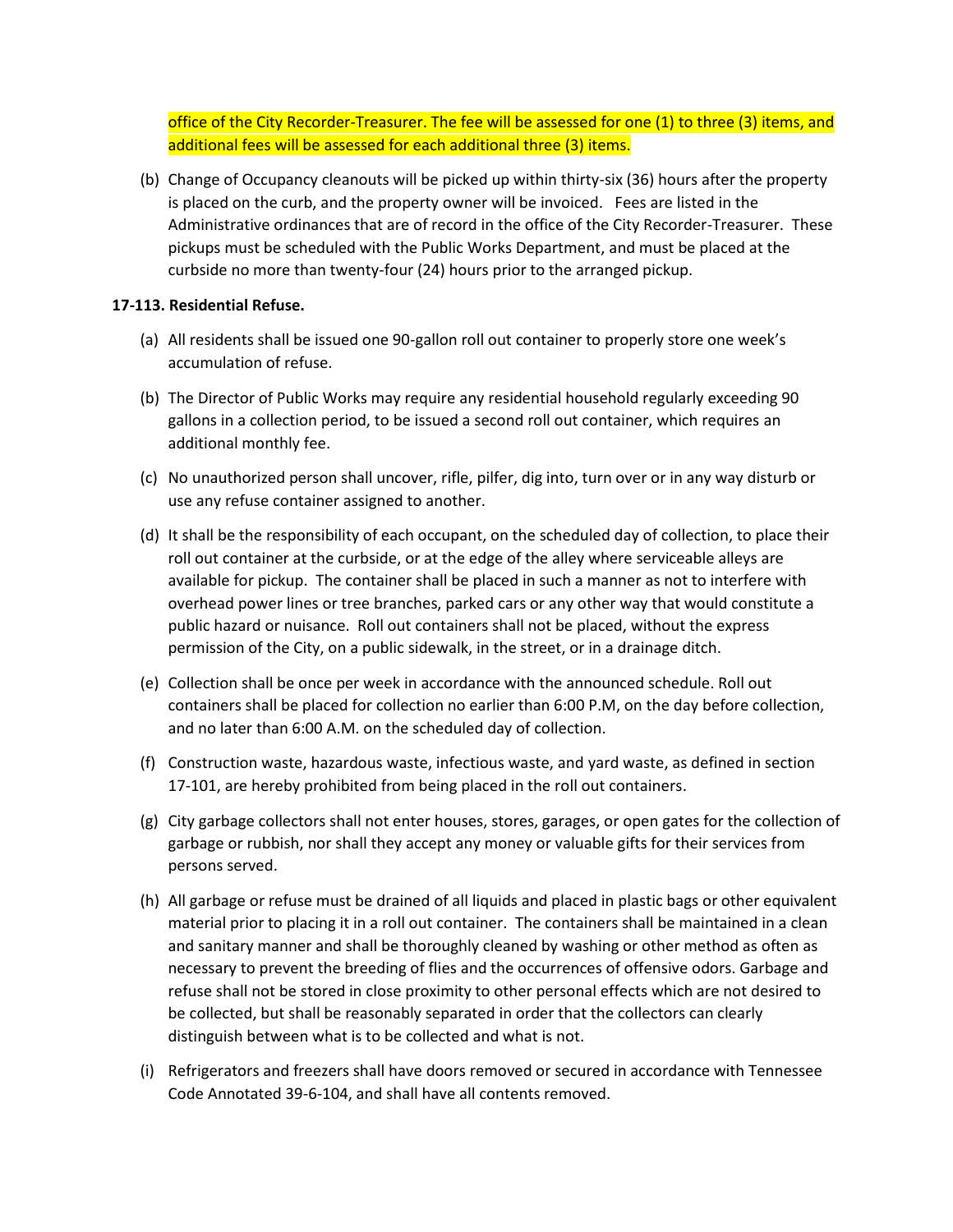office of the City Recorder-Treasurer. The fee will be assessed for one (1) to three (3) items, and additional fees will be assessed for each additional three (3) items.

(b) Change of Occupancy cleanouts will be picked up within thirty-six (36) hours after the property is placed on the curb, and the property owner will be invoiced. Fees are listed in the Administrative ordinances that are of record in the office of the City Recorder-Treasurer. These pickups must be scheduled with the Public Works Department, and must be placed at the curbside no more than twenty-four (24) hours prior to the arranged pickup.

**17-113. Residential Refuse.**

(a) All residents shall be issued one 90-gallon roll out container to properly store one week's accumulation of refuse.

(b) The Director of Public Works may require any residential household regularly exceeding 90 gallons in a collection period, to be issued a second roll out container, which requires an additional monthly fee.

(c) No unauthorized person shall uncover, rifle, pilfer, dig into, turn over or in any way disturb or use any refuse container assigned to another.

(d) It shall be the responsibility of each occupant, on the scheduled day of collection, to place their roll out container at the curbside, or at the edge of the alley where serviceable alleys are available for pickup. The container shall be placed in such a manner as not to interfere with overhead power lines or tree branches, parked cars or any other way that would constitute a public hazard or nuisance. Roll out containers shall not be placed, without the express permission of the City, on a public sidewalk, in the street, or in a drainage ditch.

(e) Collection shall be once per week in accordance with the announced schedule. Roll out containers shall be placed for collection no earlier than 6:00 P.M, on the day before collection, and no later than 6:00 A.M. on the scheduled day of collection.

(f) Construction waste, hazardous waste, infectious waste, and yard waste, as defined in section 17-101, are hereby prohibited from being placed in the roll out containers.

(g) City garbage collectors shall not enter houses, stores, garages, or open gates for the collection of garbage or rubbish, nor shall they accept any money or valuable gifts for their services from persons served.

(h) All garbage or refuse must be drained of all liquids and placed in plastic bags or other equivalent material prior to placing it in a roll out container. The containers shall be maintained in a clean and sanitary manner and shall be thoroughly cleaned by washing or other method as often as necessary to prevent the breeding of flies and the occurrences of offensive odors. Garbage and refuse shall not be stored in close proximity to other personal effects which are not desired to be collected, but shall be reasonably separated in order that the collectors can clearly distinguish between what is to be collected and what is not.

(i) Refrigerators and freezers shall have doors removed or secured in accordance with Tennessee Code Annotated 39-6-104, and shall have all contents removed.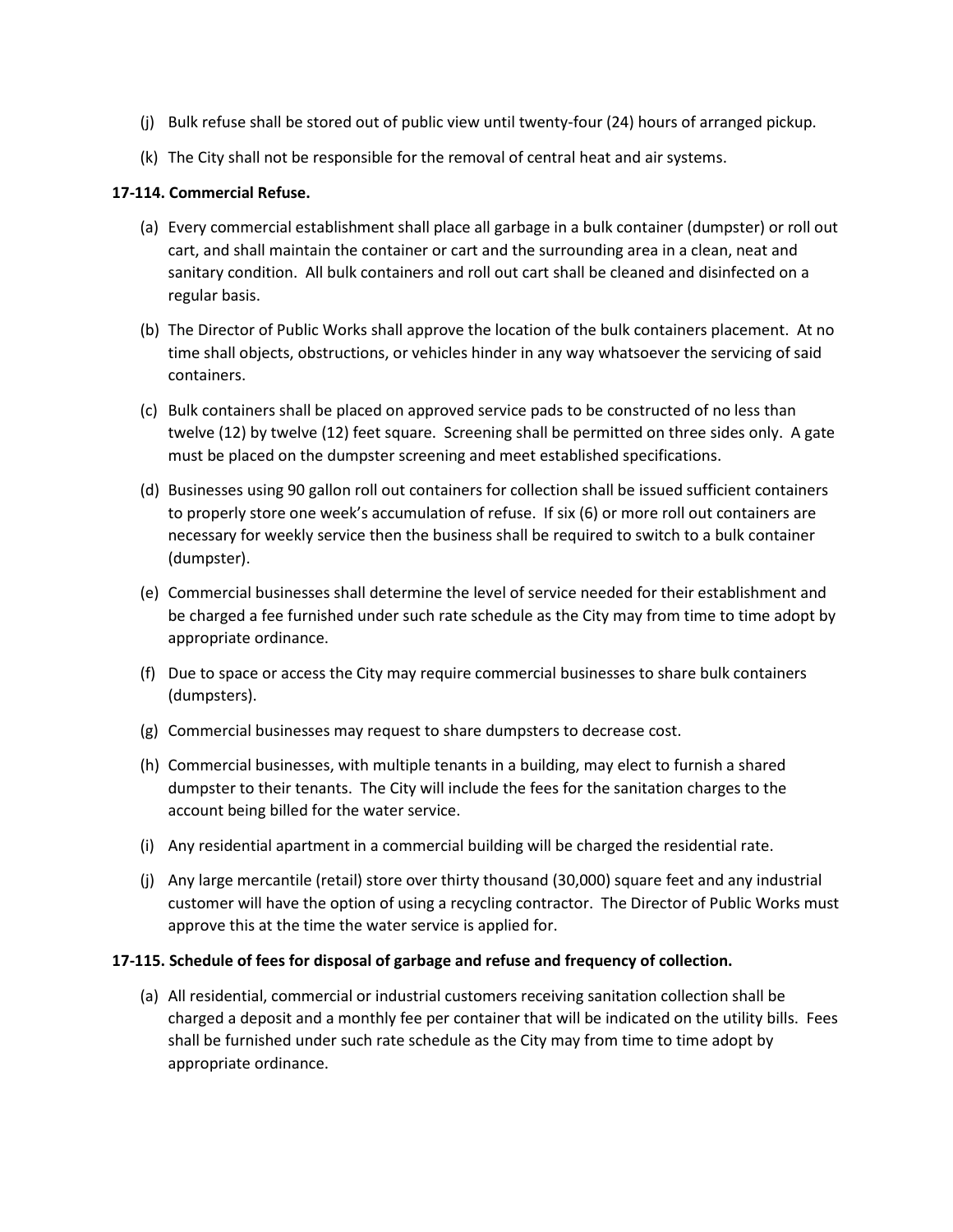(j) Bulk refuse shall be stored out of public view until twenty-four (24) hours of arranged pickup.

(k) The City shall not be responsible for the removal of central heat and air systems.

**17-114. Commercial Refuse.**

(a) Every commercial establishment shall place all garbage in a bulk container (dumpster) or roll out cart, and shall maintain the container or cart and the surrounding area in a clean, neat and sanitary condition. All bulk containers and roll out cart shall be cleaned and disinfected on a regular basis.

(b) The Director of Public Works shall approve the location of the bulk containers placement. At no time shall objects, obstructions, or vehicles hinder in any way whatsoever the servicing of said containers.

(c) Bulk containers shall be placed on approved service pads to be constructed of no less than twelve (12) by twelve (12) feet square. Screening shall be permitted on three sides only. A gate must be placed on the dumpster screening and meet established specifications.

(d) Businesses using 90 gallon roll out containers for collection shall be issued sufficient containers to properly store one week's accumulation of refuse. If six (6) or more roll out containers are necessary for weekly service then the business shall be required to switch to a bulk container (dumpster).

(e) Commercial businesses shall determine the level of service needed for their establishment and be charged a fee furnished under such rate schedule as the City may from time to time adopt by appropriate ordinance.

(f) Due to space or access the City may require commercial businesses to share bulk containers (dumpsters).

(g) Commercial businesses may request to share dumpsters to decrease cost.

(h) Commercial businesses, with multiple tenants in a building, may elect to furnish a shared dumpster to their tenants. The City will include the fees for the sanitation charges to the account being billed for the water service.

(i) Any residential apartment in a commercial building will be charged the residential rate.

(j) Any large mercantile (retail) store over thirty thousand (30,000) square feet and any industrial customer will have the option of using a recycling contractor. The Director of Public Works must approve this at the time the water service is applied for.

**17-115. Schedule of fees for disposal of garbage and refuse and frequency of collection.**

(a) All residential, commercial or industrial customers receiving sanitation collection shall be charged a deposit and a monthly fee per container that will be indicated on the utility bills. Fees shall be furnished under such rate schedule as the City may from time to time adopt by appropriate ordinance.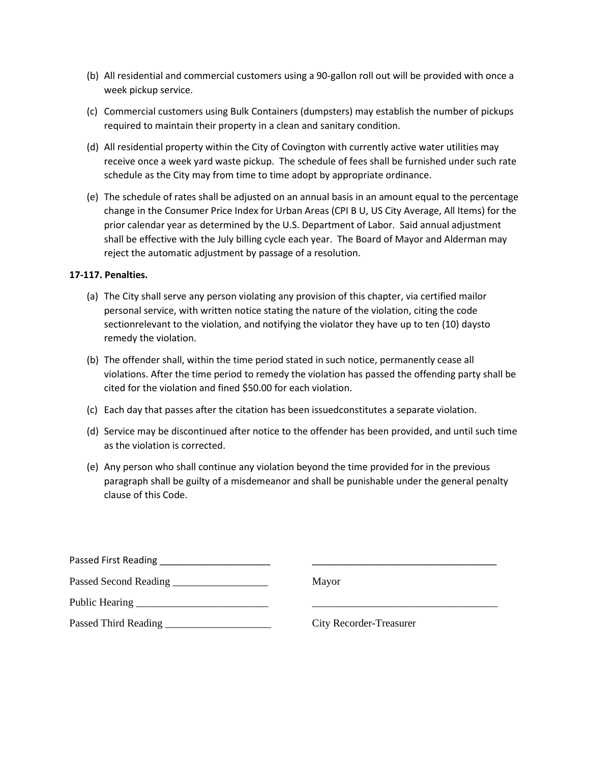(b) All residential and commercial customers using a 90-gallon roll out will be provided with once a week pickup service.

(c) Commercial customers using Bulk Containers (dumpsters) may establish the number of pickups required to maintain their property in a clean and sanitary condition.

(d) All residential property within the City of Covington with currently active water utilities may receive once a week yard waste pickup. The schedule of fees shall be furnished under such rate schedule as the City may from time to time adopt by appropriate ordinance.

(e) The schedule of rates shall be adjusted on an annual basis in an amount equal to the percentage change in the Consumer Price Index for Urban Areas (CPI B U, US City Average, All Items) for the prior calendar year as determined by the U.S. Department of Labor. Said annual adjustment shall be effective with the July billing cycle each year. The Board of Mayor and Alderman may reject the automatic adjustment by passage of a resolution.

**17-117. Penalties.**

(a) The City shall serve any person violating any provision of this chapter, via certified mailor personal service, with written notice stating the nature of the violation, citing the code sectionrelevant to the violation, and notifying the violator they have up to ten (10) daysto remedy the violation.

(b) The offender shall, within the time period stated in such notice, permanently cease all violations. After the time period to remedy the violation has passed the offending party shall be cited for the violation and fined $50.00 for each violation.

(c) Each day that passes after the citation has been issuedconstitutes a separate violation.

(d) Service may be discontinued after notice to the offender has been provided, and until such time as the violation is corrected.

(e) Any person who shall continue any violation beyond the time provided for in the previous paragraph shall be guilty of a misdemeanor and shall be punishable under the general penalty clause of this Code.

Passed First Reading ____________________ ________________________________

Passed Second Reading __________________ Mayor

Public Hearing _________________________ ________________________________

Passed Third Reading ____________________ City Recorder-Treasurer